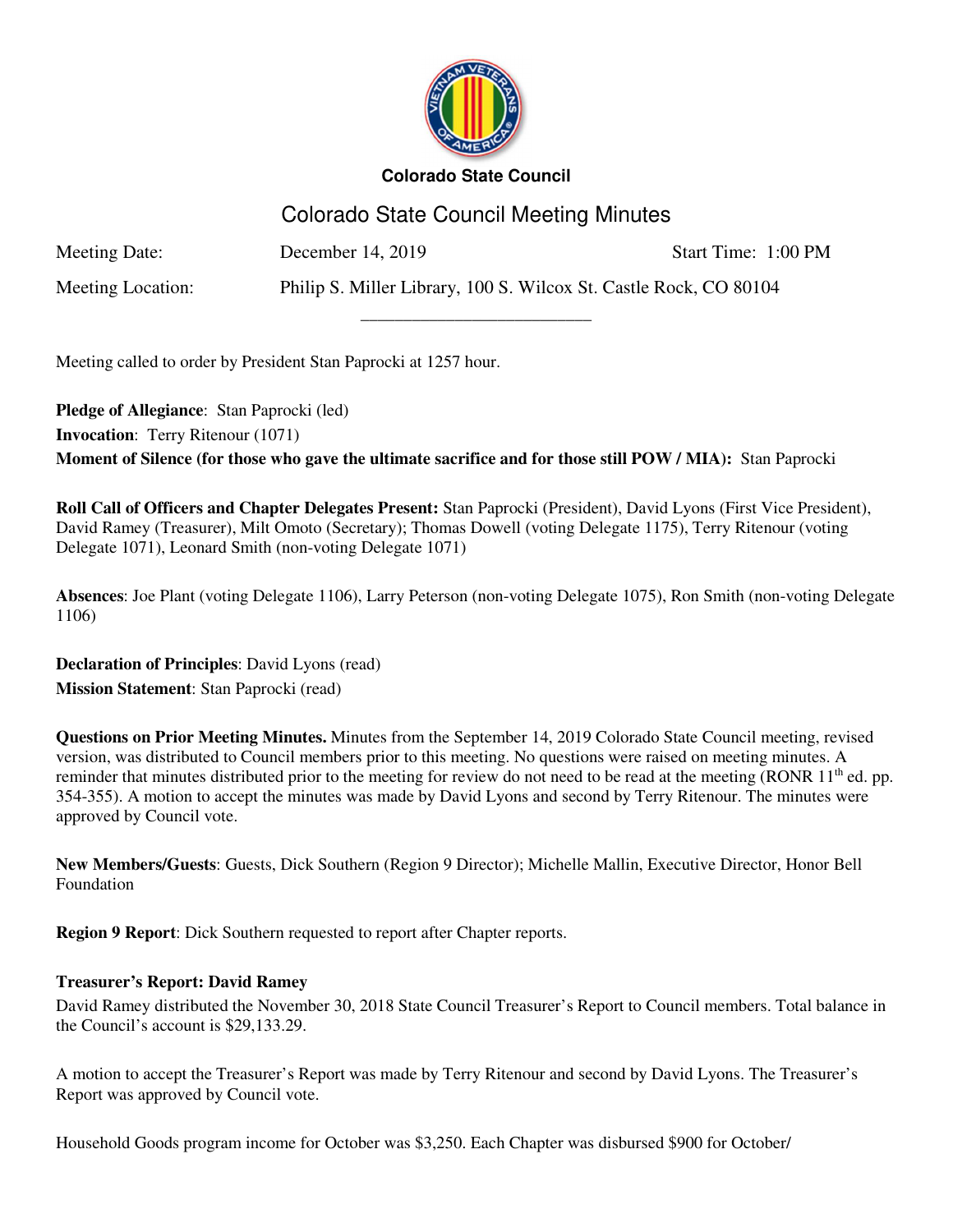**Colorado State Council**

# Colorado State Council Meeting Minutes

| | | |
|---|---|---|
| Meeting Date: | December 14, 2019 | Start Time: 1:00 PM |
| Meeting Location: | Philip S. Miller Library, 100 S. Wilcox St. Castle Rock, CO 80104 | |

---

Meeting called to order by President Stan Paprocki at 1257 hour.

**Pledge of Allegiance**: Stan Paprocki (led)
**Invocation**: Terry Ritenour (1071)
**Moment of Silence (for those who gave the ultimate sacrifice and for those still POW / MIA):** Stan Paprocki

**Roll Call of Officers and Chapter Delegates Present:** Stan Paprocki (President), David Lyons (First Vice President), David Ramey (Treasurer), Milt Omoto (Secretary); Thomas Dowell (voting Delegate 1175), Terry Ritenour (voting Delegate 1071), Leonard Smith (non-voting Delegate 1071)

**Absences**: Joe Plant (voting Delegate 1106), Larry Peterson (non-voting Delegate 1075), Ron Smith (non-voting Delegate 1106)

**Declaration of Principles**: David Lyons (read)
**Mission Statement**: Stan Paprocki (read)

**Questions on Prior Meeting Minutes.** Minutes from the September 14, 2019 Colorado State Council meeting, revised version, was distributed to Council members prior to this meeting. No questions were raised on meeting minutes. A reminder that minutes distributed prior to the meeting for review do not need to be read at the meeting (RONR 11th ed. pp. 354-355). A motion to accept the minutes was made by David Lyons and second by Terry Ritenour. The minutes were approved by Council vote.

**New Members/Guests**: Guests, Dick Southern (Region 9 Director); Michelle Mallin, Executive Director, Honor Bell Foundation

**Region 9 Report**: Dick Southern requested to report after Chapter reports.

**Treasurer's Report: David Ramey**

David Ramey distributed the November 30, 2018 State Council Treasurer's Report to Council members. Total balance in the Council's account is $29,133.29.

A motion to accept the Treasurer's Report was made by Terry Ritenour and second by David Lyons. The Treasurer's Report was approved by Council vote.

Household Goods program income for October was $3,250. Each Chapter was disbursed $900 for October/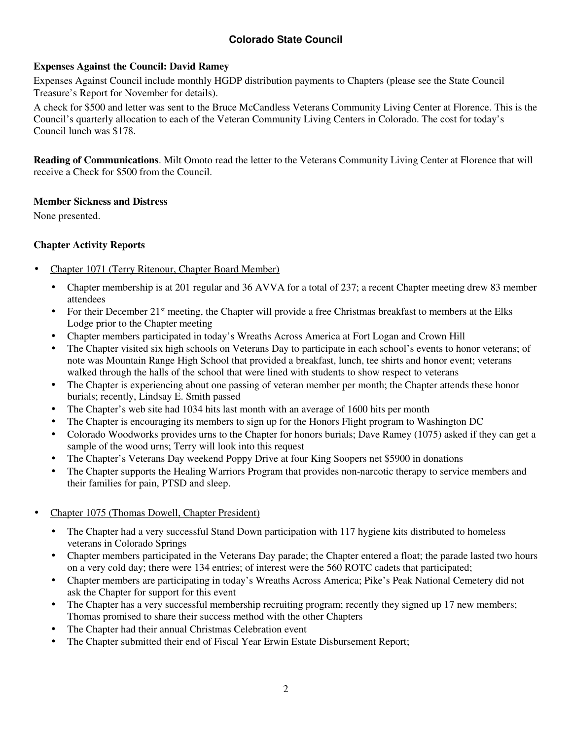## Colorado State Council

**Expenses Against the Council: David Ramey**

Expenses Against Council include monthly HGDP distribution payments to Chapters (please see the State Council Treasure's Report for November for details).

A check for $500 and letter was sent to the Bruce McCandless Veterans Community Living Center at Florence. This is the Council's quarterly allocation to each of the Veteran Community Living Centers in Colorado. The cost for today's Council lunch was $178.

**Reading of Communications**. Milt Omoto read the letter to the Veterans Community Living Center at Florence that will receive a Check for $500 from the Council.

**Member Sickness and Distress**

None presented.

**Chapter Activity Reports**

- Chapter 1071 (Terry Ritenour, Chapter Board Member)
  - Chapter membership is at 201 regular and 36 AVVA for a total of 237; a recent Chapter meeting drew 83 member attendees
  - For their December 21st meeting, the Chapter will provide a free Christmas breakfast to members at the Elks Lodge prior to the Chapter meeting
  - Chapter members participated in today's Wreaths Across America at Fort Logan and Crown Hill
  - The Chapter visited six high schools on Veterans Day to participate in each school's events to honor veterans; of note was Mountain Range High School that provided a breakfast, lunch, tee shirts and honor event; veterans walked through the halls of the school that were lined with students to show respect to veterans
  - The Chapter is experiencing about one passing of veteran member per month; the Chapter attends these honor burials; recently, Lindsay E. Smith passed
  - The Chapter's web site had 1034 hits last month with an average of 1600 hits per month
  - The Chapter is encouraging its members to sign up for the Honors Flight program to Washington DC
  - Colorado Woodworks provides urns to the Chapter for honors burials; Dave Ramey (1075) asked if they can get a sample of the wood urns; Terry will look into this request
  - The Chapter's Veterans Day weekend Poppy Drive at four King Soopers net $5900 in donations
  - The Chapter supports the Healing Warriors Program that provides non-narcotic therapy to service members and their families for pain, PTSD and sleep.

- Chapter 1075 (Thomas Dowell, Chapter President)
  - The Chapter had a very successful Stand Down participation with 117 hygiene kits distributed to homeless veterans in Colorado Springs
  - Chapter members participated in the Veterans Day parade; the Chapter entered a float; the parade lasted two hours on a very cold day; there were 134 entries; of interest were the 560 ROTC cadets that participated;
  - Chapter members are participating in today's Wreaths Across America; Pike's Peak National Cemetery did not ask the Chapter for support for this event
  - The Chapter has a very successful membership recruiting program; recently they signed up 17 new members; Thomas promised to share their success method with the other Chapters
  - The Chapter had their annual Christmas Celebration event
  - The Chapter submitted their end of Fiscal Year Erwin Estate Disbursement Report;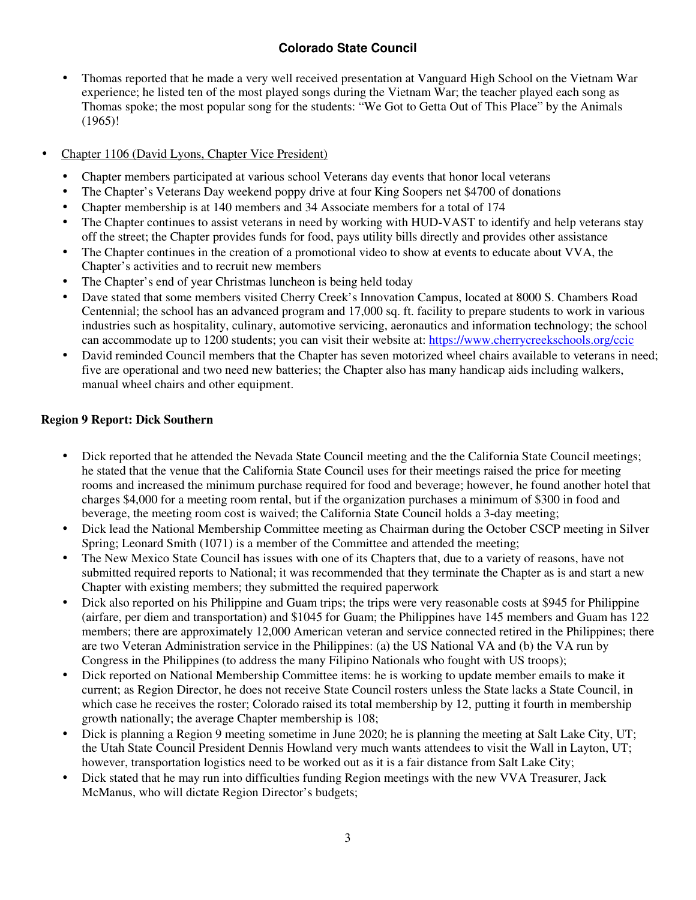- Thomas reported that he made a very well received presentation at Vanguard High School on the Vietnam War experience; he listed ten of the most played songs during the Vietnam War; the teacher played each song as Thomas spoke; the most popular song for the students: "We Got to Getta Out of This Place" by the Animals (1965)!

- <u>Chapter 1106 (David Lyons, Chapter Vice President)</u>
  - Chapter members participated at various school Veterans day events that honor local veterans
  - The Chapter's Veterans Day weekend poppy drive at four King Soopers net $4700 of donations
  - Chapter membership is at 140 members and 34 Associate members for a total of 174
  - The Chapter continues to assist veterans in need by working with HUD-VAST to identify and help veterans stay off the street; the Chapter provides funds for food, pays utility bills directly and provides other assistance
  - The Chapter continues in the creation of a promotional video to show at events to educate about VVA, the Chapter's activities and to recruit new members
  - The Chapter's end of year Christmas luncheon is being held today
  - Dave stated that some members visited Cherry Creek's Innovation Campus, located at 8000 S. Chambers Road Centennial; the school has an advanced program and 17,000 sq. ft. facility to prepare students to work in various industries such as hospitality, culinary, automotive servicing, aeronautics and information technology; the school can accommodate up to 1200 students; you can visit their website at: https://www.cherrycreekschools.org/ccic
  - David reminded Council members that the Chapter has seven motorized wheel chairs available to veterans in need; five are operational and two need new batteries; the Chapter also has many handicap aids including walkers, manual wheel chairs and other equipment.

**Region 9 Report: Dick Southern**

- Dick reported that he attended the Nevada State Council meeting and the the California State Council meetings; he stated that the venue that the California State Council uses for their meetings raised the price for meeting rooms and increased the minimum purchase required for food and beverage; however, he found another hotel that charges $4,000 for a meeting room rental, but if the organization purchases a minimum of $300 in food and beverage, the meeting room cost is waived; the California State Council holds a 3-day meeting;
- Dick lead the National Membership Committee meeting as Chairman during the October CSCP meeting in Silver Spring; Leonard Smith (1071) is a member of the Committee and attended the meeting;
- The New Mexico State Council has issues with one of its Chapters that, due to a variety of reasons, have not submitted required reports to National; it was recommended that they terminate the Chapter as is and start a new Chapter with existing members; they submitted the required paperwork
- Dick also reported on his Philippine and Guam trips; the trips were very reasonable costs at $945 for Philippine (airfare, per diem and transportation) and $1045 for Guam; the Philippines have 145 members and Guam has 122 members; there are approximately 12,000 American veteran and service connected retired in the Philippines; there are two Veteran Administration service in the Philippines: (a) the US National VA and (b) the VA run by Congress in the Philippines (to address the many Filipino Nationals who fought with US troops);
- Dick reported on National Membership Committee items: he is working to update member emails to make it current; as Region Director, he does not receive State Council rosters unless the State lacks a State Council, in which case he receives the roster; Colorado raised its total membership by 12, putting it fourth in membership growth nationally; the average Chapter membership is 108;
- Dick is planning a Region 9 meeting sometime in June 2020; he is planning the meeting at Salt Lake City, UT; the Utah State Council President Dennis Howland very much wants attendees to visit the Wall in Layton, UT; however, transportation logistics need to be worked out as it is a fair distance from Salt Lake City;
- Dick stated that he may run into difficulties funding Region meetings with the new VVA Treasurer, Jack McManus, who will dictate Region Director's budgets;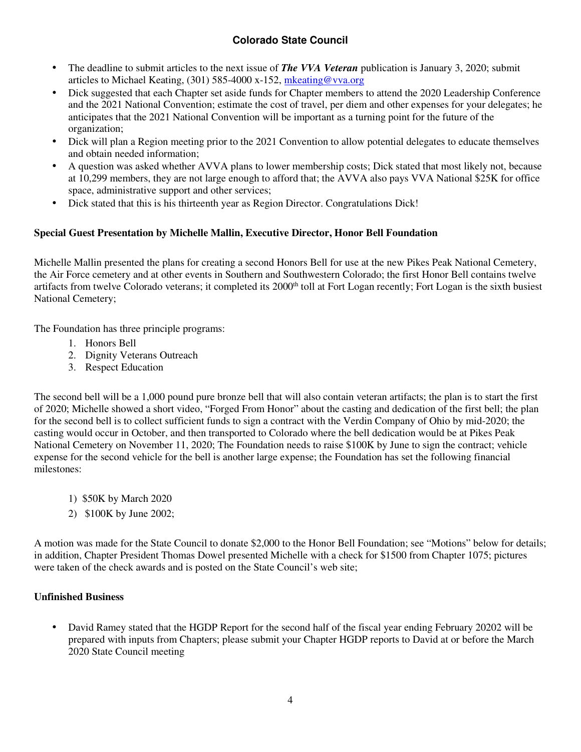- The deadline to submit articles to the next issue of ***The VVA Veteran*** publication is January 3, 2020; submit articles to Michael Keating, (301) 585-4000 x-152, mkeating@vva.org
- Dick suggested that each Chapter set aside funds for Chapter members to attend the 2020 Leadership Conference and the 2021 National Convention; estimate the cost of travel, per diem and other expenses for your delegates; he anticipates that the 2021 National Convention will be important as a turning point for the future of the organization;
- Dick will plan a Region meeting prior to the 2021 Convention to allow potential delegates to educate themselves and obtain needed information;
- A question was asked whether AVVA plans to lower membership costs; Dick stated that most likely not, because at 10,299 members, they are not large enough to afford that; the AVVA also pays VVA National $25K for office space, administrative support and other services;
- Dick stated that this is his thirteenth year as Region Director. Congratulations Dick!

**Special Guest Presentation by Michelle Mallin, Executive Director, Honor Bell Foundation**

Michelle Mallin presented the plans for creating a second Honors Bell for use at the new Pikes Peak National Cemetery, the Air Force cemetery and at other events in Southern and Southwestern Colorado; the first Honor Bell contains twelve artifacts from twelve Colorado veterans; it completed its 2000th toll at Fort Logan recently; Fort Logan is the sixth busiest National Cemetery;

The Foundation has three principle programs:

1. Honors Bell
2. Dignity Veterans Outreach
3. Respect Education

The second bell will be a 1,000 pound pure bronze bell that will also contain veteran artifacts; the plan is to start the first of 2020; Michelle showed a short video, "Forged From Honor" about the casting and dedication of the first bell; the plan for the second bell is to collect sufficient funds to sign a contract with the Verdin Company of Ohio by mid-2020; the casting would occur in October, and then transported to Colorado where the bell dedication would be at Pikes Peak National Cemetery on November 11, 2020; The Foundation needs to raise $100K by June to sign the contract; vehicle expense for the second vehicle for the bell is another large expense; the Foundation has set the following financial milestones:

1) $50K by March 2020
2) $100K by June 2002;

A motion was made for the State Council to donate $2,000 to the Honor Bell Foundation; see "Motions" below for details; in addition, Chapter President Thomas Dowel presented Michelle with a check for $1500 from Chapter 1075; pictures were taken of the check awards and is posted on the State Council's web site;

**Unfinished Business**

- David Ramey stated that the HGDP Report for the second half of the fiscal year ending February 20202 will be prepared with inputs from Chapters; please submit your Chapter HGDP reports to David at or before the March 2020 State Council meeting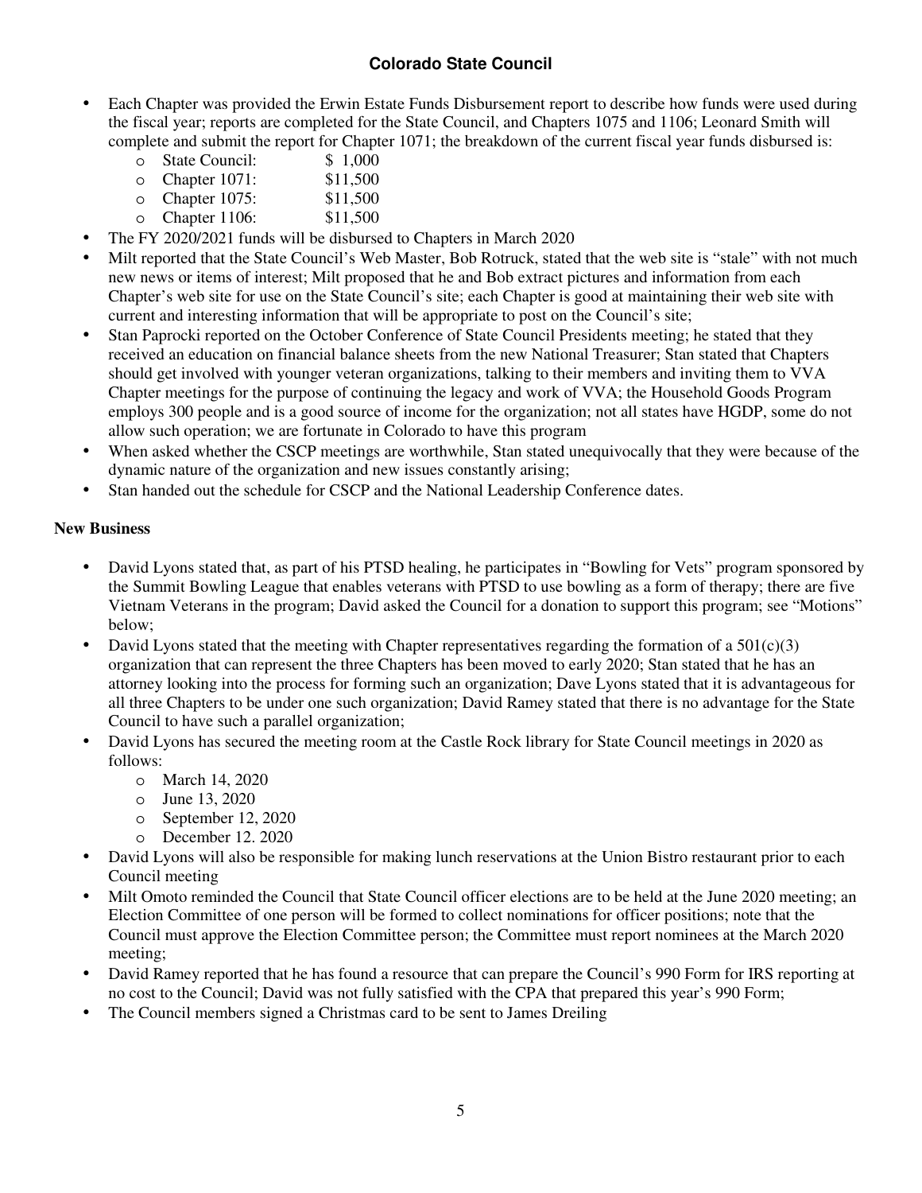- Each Chapter was provided the Erwin Estate Funds Disbursement report to describe how funds were used during the fiscal year; reports are completed for the State Council, and Chapters 1075 and 1106; Leonard Smith will complete and submit the report for Chapter 1071; the breakdown of the current fiscal year funds disbursed is:
  - State Council: $ 1,000
  - Chapter 1071: $11,500
  - Chapter 1075: $11,500
  - Chapter 1106: $11,500
- The FY 2020/2021 funds will be disbursed to Chapters in March 2020
- Milt reported that the State Council's Web Master, Bob Rotruck, stated that the web site is "stale" with not much new news or items of interest; Milt proposed that he and Bob extract pictures and information from each Chapter's web site for use on the State Council's site; each Chapter is good at maintaining their web site with current and interesting information that will be appropriate to post on the Council's site;
- Stan Paprocki reported on the October Conference of State Council Presidents meeting; he stated that they received an education on financial balance sheets from the new National Treasurer; Stan stated that Chapters should get involved with younger veteran organizations, talking to their members and inviting them to VVA Chapter meetings for the purpose of continuing the legacy and work of VVA; the Household Goods Program employs 300 people and is a good source of income for the organization; not all states have HGDP, some do not allow such operation; we are fortunate in Colorado to have this program
- When asked whether the CSCP meetings are worthwhile, Stan stated unequivocally that they were because of the dynamic nature of the organization and new issues constantly arising;
- Stan handed out the schedule for CSCP and the National Leadership Conference dates.

**New Business**

- David Lyons stated that, as part of his PTSD healing, he participates in "Bowling for Vets" program sponsored by the Summit Bowling League that enables veterans with PTSD to use bowling as a form of therapy; there are five Vietnam Veterans in the program; David asked the Council for a donation to support this program; see "Motions" below;
- David Lyons stated that the meeting with Chapter representatives regarding the formation of a 501(c)(3) organization that can represent the three Chapters has been moved to early 2020; Stan stated that he has an attorney looking into the process for forming such an organization; Dave Lyons stated that it is advantageous for all three Chapters to be under one such organization; David Ramey stated that there is no advantage for the State Council to have such a parallel organization;
- David Lyons has secured the meeting room at the Castle Rock library for State Council meetings in 2020 as follows:
  - March 14, 2020
  - June 13, 2020
  - September 12, 2020
  - December 12. 2020
- David Lyons will also be responsible for making lunch reservations at the Union Bistro restaurant prior to each Council meeting
- Milt Omoto reminded the Council that State Council officer elections are to be held at the June 2020 meeting; an Election Committee of one person will be formed to collect nominations for officer positions; note that the Council must approve the Election Committee person; the Committee must report nominees at the March 2020 meeting;
- David Ramey reported that he has found a resource that can prepare the Council's 990 Form for IRS reporting at no cost to the Council; David was not fully satisfied with the CPA that prepared this year's 990 Form;
- The Council members signed a Christmas card to be sent to James Dreiling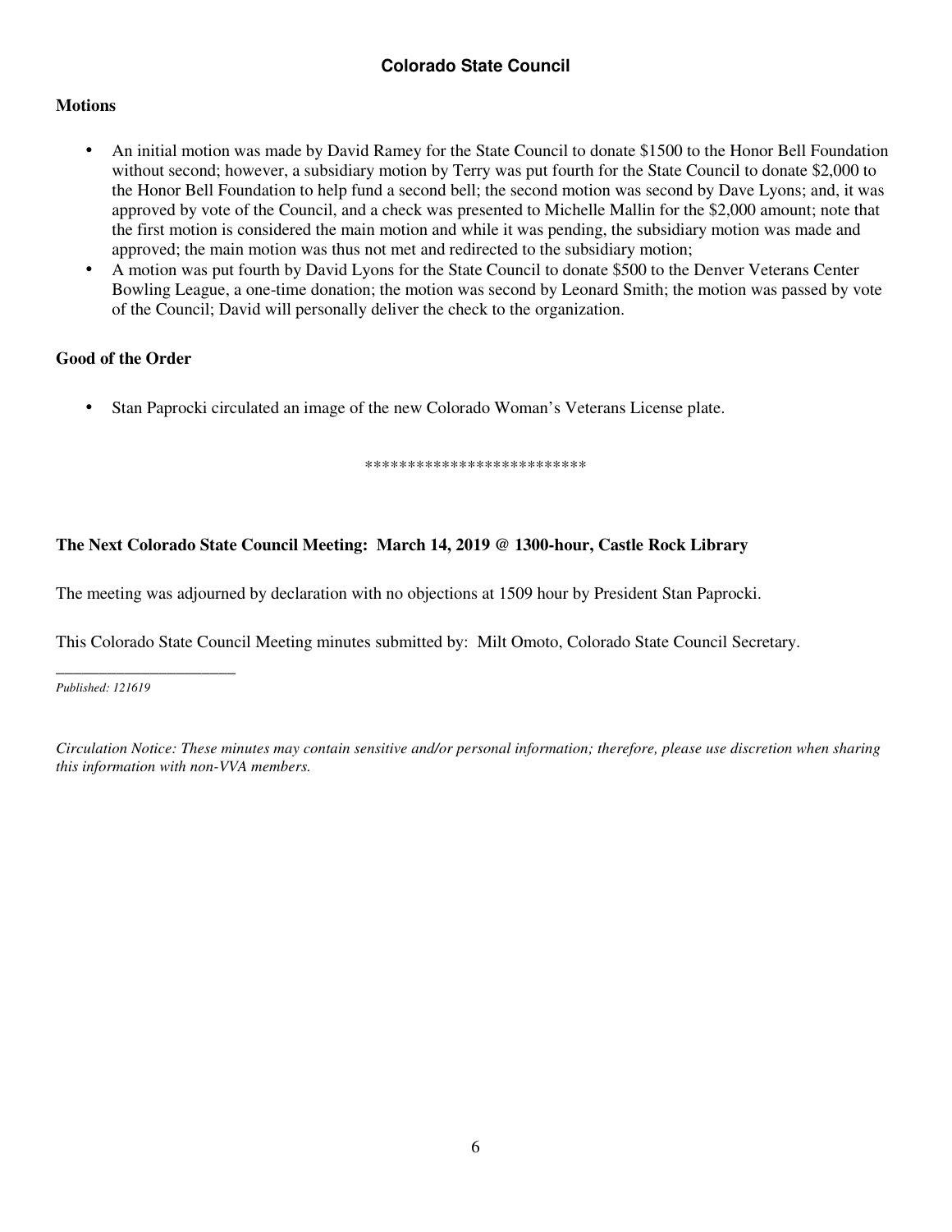## Colorado State Council

### Motions

- An initial motion was made by David Ramey for the State Council to donate $1500 to the Honor Bell Foundation without second; however, a subsidiary motion by Terry was put fourth for the State Council to donate $2,000 to the Honor Bell Foundation to help fund a second bell; the second motion was second by Dave Lyons; and, it was approved by vote of the Council, and a check was presented to Michelle Mallin for the $2,000 amount; note that the first motion is considered the main motion and while it was pending, the subsidiary motion was made and approved; the main motion was thus not met and redirected to the subsidiary motion;
- A motion was put fourth by David Lyons for the State Council to donate $500 to the Denver Veterans Center Bowling League, a one-time donation; the motion was second by Leonard Smith; the motion was passed by vote of the Council; David will personally deliver the check to the organization.

### Good of the Order

- Stan Paprocki circulated an image of the new Colorado Woman's Veterans License plate.

*************************

**The Next Colorado State Council Meeting: March 14, 2019 @ 1300-hour, Castle Rock Library**

The meeting was adjourned by declaration with no objections at 1509 hour by President Stan Paprocki.

This Colorado State Council Meeting minutes submitted by: Milt Omoto, Colorado State Council Secretary.

______________________

*Published: 121619*

*Circulation Notice: These minutes may contain sensitive and/or personal information; therefore, please use discretion when sharing this information with non-VVA members.*